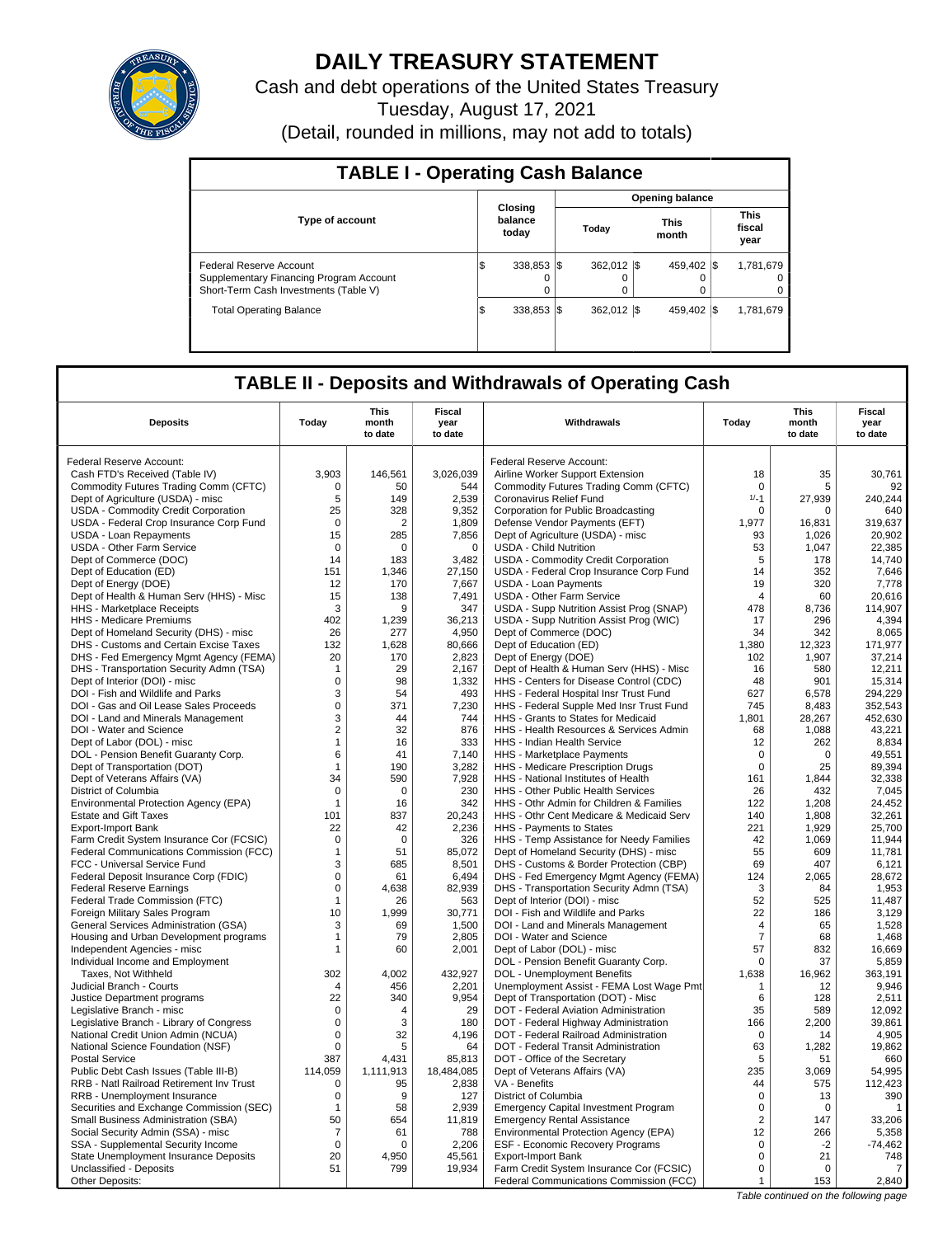# DAILY TREASURY STATEMENT

Cash and debt operations of the United States Treasury

Tuesday, August 17, 2021

(Detail, rounded in millions, may not add to totals)

## TABLE I - Operating Cash Balance

| Type of account | Closing balance today | Opening balance Today | Opening balance This month | Opening balance This fiscal year |
|---|---|---|---|---|
| Federal Reserve Account | $ 338,853 | $ 362,012 | $ 459,402 | $ 1,781,679 |
| Supplementary Financing Program Account | 0 | 0 | 0 | 0 |
| Short-Term Cash Investments (Table V) | 0 | 0 | 0 | 0 |
| Total Operating Balance | $ 338,853 | $ 362,012 | $ 459,402 | $ 1,781,679 |

## TABLE II - Deposits and Withdrawals of Operating Cash

| Deposits | Today | This month to date | Fiscal year to date | Withdrawals | Today | This month to date | Fiscal year to date |
|---|---|---|---|---|---|---|---|
| Federal Reserve Account: | | | | Federal Reserve Account: | | | |
| Cash FTD's Received (Table IV) | 3,903 | 146,561 | 3,026,039 | Airline Worker Support Extension | 18 | 35 | 30,761 |
| Commodity Futures Trading Comm (CFTC) | 0 | 50 | 544 | Commodity Futures Trading Comm (CFTC) | 0 | 5 | 92 |
| Dept of Agriculture (USDA) - misc | 5 | 149 | 2,539 | Coronavirus Relief Fund | 1/-1 | 27,939 | 240,244 |
| USDA - Commodity Credit Corporation | 25 | 328 | 9,352 | Corporation for Public Broadcasting | 0 | 0 | 640 |
| USDA - Federal Crop Insurance Corp Fund | 0 | 2 | 1,809 | Defense Vendor Payments (EFT) | 1,977 | 16,831 | 319,637 |
| USDA - Loan Repayments | 15 | 285 | 7,856 | Dept of Agriculture (USDA) - misc | 93 | 1,026 | 20,902 |
| USDA - Other Farm Service | 0 | 0 | 0 | USDA - Child Nutrition | 53 | 1,047 | 22,385 |
| Dept of Commerce (DOC) | 14 | 183 | 3,482 | USDA - Commodity Credit Corporation | 5 | 178 | 14,740 |
| Dept of Education (ED) | 151 | 1,346 | 27,150 | USDA - Federal Crop Insurance Corp Fund | 14 | 352 | 7,646 |
| Dept of Energy (DOE) | 12 | 170 | 7,667 | USDA - Loan Payments | 19 | 320 | 7,778 |
| Dept of Health & Human Serv (HHS) - Misc | 15 | 138 | 7,491 | USDA - Other Farm Service | 4 | 60 | 20,616 |
| HHS - Marketplace Receipts | 3 | 9 | 347 | USDA - Supp Nutrition Assist Prog (SNAP) | 478 | 8,736 | 114,907 |
| HHS - Medicare Premiums | 402 | 1,239 | 36,213 | USDA - Supp Nutrition Assist Prog (WIC) | 17 | 296 | 4,394 |
| Dept of Homeland Security (DHS) - misc | 26 | 277 | 4,950 | Dept of Commerce (DOC) | 34 | 342 | 8,065 |
| DHS - Customs and Certain Excise Taxes | 132 | 1,628 | 80,666 | Dept of Education (ED) | 1,380 | 12,323 | 171,977 |
| DHS - Fed Emergency Mgmt Agency (FEMA) | 20 | 170 | 2,823 | Dept of Energy (DOE) | 102 | 1,907 | 37,214 |
| DHS - Transportation Security Admn (TSA) | 1 | 29 | 2,167 | Dept of Health & Human Serv (HHS) - Misc | 16 | 580 | 12,211 |
| Dept of Interior (DOI) - misc | 0 | 98 | 1,332 | HHS - Centers for Disease Control (CDC) | 48 | 901 | 15,314 |
| DOI - Fish and Wildlife and Parks | 3 | 54 | 493 | HHS - Federal Hospital Insr Trust Fund | 627 | 6,578 | 294,229 |
| DOI - Gas and Oil Lease Sales Proceeds | 0 | 371 | 7,230 | HHS - Federal Supple Med Insr Trust Fund | 745 | 8,483 | 352,543 |
| DOI - Land and Minerals Management | 3 | 44 | 744 | HHS - Grants to States for Medicaid | 1,801 | 28,267 | 452,630 |
| DOI - Water and Science | 2 | 32 | 876 | HHS - Health Resources & Services Admin | 68 | 1,088 | 43,221 |
| Dept of Labor (DOL) - misc | 1 | 16 | 333 | HHS - Indian Health Service | 12 | 262 | 8,834 |
| DOL - Pension Benefit Guaranty Corp. | 6 | 41 | 7,140 | HHS - Marketplace Payments | 0 | 0 | 49,551 |
| Dept of Transportation (DOT) | 1 | 190 | 3,282 | HHS - Medicare Prescription Drugs | 0 | 25 | 89,394 |
| Dept of Veterans Affairs (VA) | 34 | 590 | 7,928 | HHS - National Institutes of Health | 161 | 1,844 | 32,338 |
| District of Columbia | 0 | 0 | 230 | HHS - Other Public Health Services | 26 | 432 | 7,045 |
| Environmental Protection Agency (EPA) | 1 | 16 | 342 | HHS - Othr Admin for Children & Families | 122 | 1,208 | 24,452 |
| Estate and Gift Taxes | 101 | 837 | 20,243 | HHS - Othr Cent Medicare & Medicaid Serv | 140 | 1,808 | 32,261 |
| Export-Import Bank | 22 | 42 | 2,236 | HHS - Payments to States | 221 | 1,929 | 25,700 |
| Farm Credit System Insurance Cor (FCSIC) | 0 | 0 | 326 | HHS - Temp Assistance for Needy Families | 42 | 1,069 | 11,944 |
| Federal Communications Commission (FCC) | 1 | 51 | 85,072 | Dept of Homeland Security (DHS) - misc | 55 | 609 | 11,781 |
| FCC - Universal Service Fund | 3 | 685 | 8,501 | DHS - Customs & Border Protection (CBP) | 69 | 407 | 6,121 |
| Federal Deposit Insurance Corp (FDIC) | 0 | 61 | 6,494 | DHS - Fed Emergency Mgmt Agency (FEMA) | 124 | 2,065 | 28,672 |
| Federal Reserve Earnings | 0 | 4,638 | 82,939 | DHS - Transportation Security Admn (TSA) | 3 | 84 | 1,953 |
| Federal Trade Commission (FTC) | 1 | 26 | 563 | Dept of Interior (DOI) - misc | 52 | 525 | 11,487 |
| Foreign Military Sales Program | 10 | 1,999 | 30,771 | DOI - Fish and Wildlife and Parks | 22 | 186 | 3,129 |
| General Services Administration (GSA) | 3 | 69 | 1,500 | DOI - Land and Minerals Management | 4 | 65 | 1,528 |
| Housing and Urban Development programs | 1 | 79 | 2,805 | DOI - Water and Science | 7 | 68 | 1,468 |
| Independent Agencies - misc | 1 | 60 | 2,001 | Dept of Labor (DOL) - misc | 57 | 832 | 16,669 |
| Individual Income and Employment | | | | DOL - Pension Benefit Guaranty Corp. | 0 | 37 | 5,859 |
| Taxes, Not Withheld | 302 | 4,002 | 432,927 | DOL - Unemployment Benefits | 1,638 | 16,962 | 363,191 |
| Judicial Branch - Courts | 4 | 456 | 2,201 | Unemployment Assist - FEMA Lost Wage Pmt | 1 | 12 | 9,946 |
| Justice Department programs | 22 | 340 | 9,954 | Dept of Transportation (DOT) - Misc | 6 | 128 | 2,511 |
| Legislative Branch - misc | 0 | 4 | 29 | DOT - Federal Aviation Administration | 35 | 589 | 12,092 |
| Legislative Branch - Library of Congress | 0 | 3 | 180 | DOT - Federal Highway Administration | 166 | 2,200 | 39,861 |
| National Credit Union Admin (NCUA) | 0 | 32 | 4,196 | DOT - Federal Railroad Administration | 0 | 14 | 4,905 |
| National Science Foundation (NSF) | 0 | 5 | 64 | DOT - Federal Transit Administration | 63 | 1,282 | 19,862 |
| Postal Service | 387 | 4,431 | 85,813 | DOT - Office of the Secretary | 5 | 51 | 660 |
| Public Debt Cash Issues (Table III-B) | 114,059 | 1,111,913 | 18,484,085 | Dept of Veterans Affairs (VA) | 235 | 3,069 | 54,995 |
| RRB - Natl Railroad Retirement Inv Trust | 0 | 95 | 2,838 | VA - Benefits | 44 | 575 | 112,423 |
| RRB - Unemployment Insurance | 0 | 9 | 127 | District of Columbia | 0 | 13 | 390 |
| Securities and Exchange Commission (SEC) | 1 | 58 | 2,939 | Emergency Capital Investment Program | 0 | 0 | 1 |
| Small Business Administration (SBA) | 50 | 654 | 11,819 | Emergency Rental Assistance | 2 | 147 | 33,206 |
| Social Security Admin (SSA) - misc | 7 | 61 | 788 | Environmental Protection Agency (EPA) | 12 | 266 | 5,358 |
| SSA - Supplemental Security Income | 0 | 0 | 2,206 | ESF - Economic Recovery Programs | 0 | -2 | -74,462 |
| State Unemployment Insurance Deposits | 20 | 4,950 | 45,561 | Export-Import Bank | 0 | 21 | 748 |
| Unclassified - Deposits | 51 | 799 | 19,934 | Farm Credit System Insurance Cor (FCSIC) | 0 | 0 | 7 |
| Other Deposits: | | | | Federal Communications Commission (FCC) | 1 | 153 | 2,840 |

*Table continued on the following page*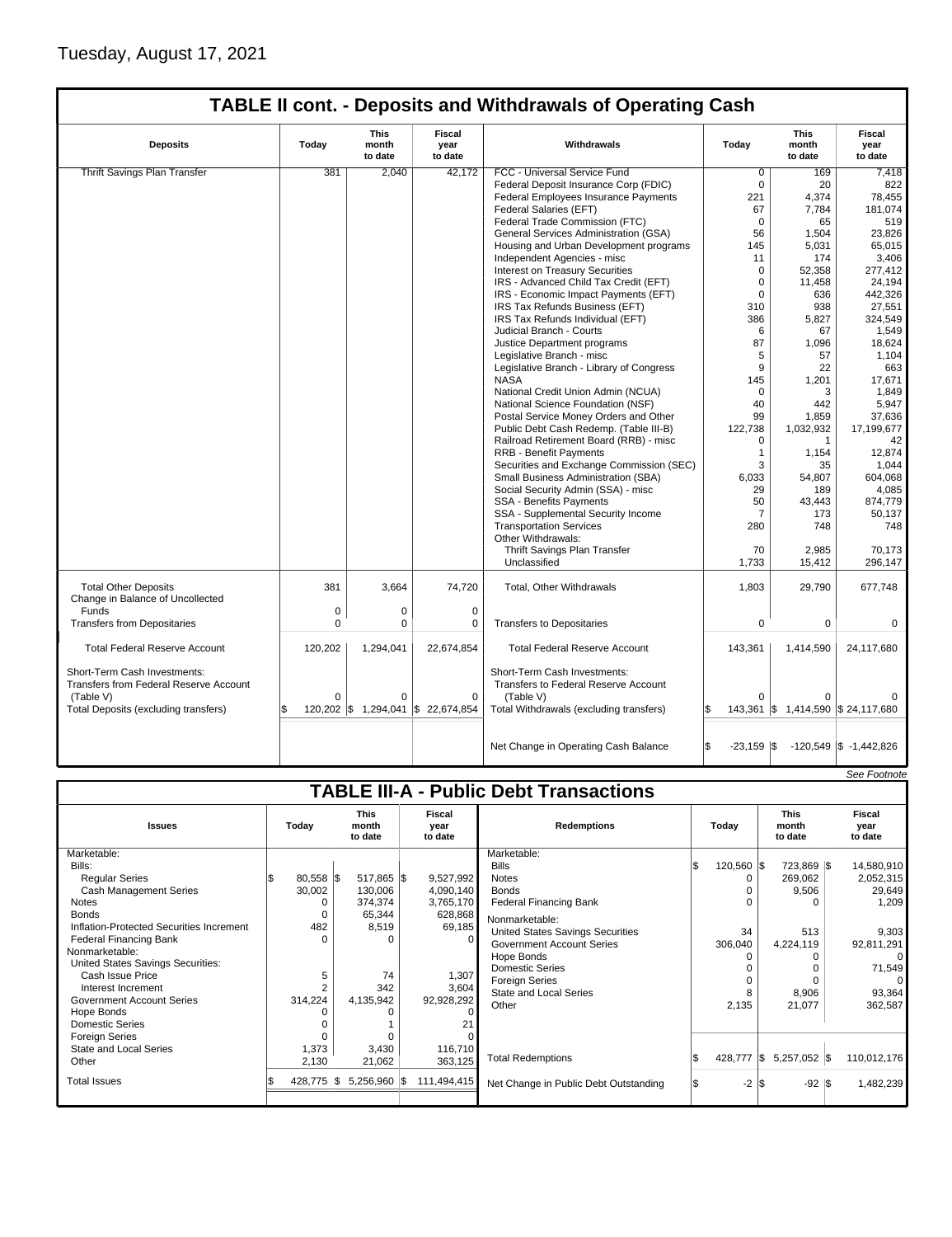Tuesday, August 17, 2021

## TABLE II cont. - Deposits and Withdrawals of Operating Cash

| Deposits | Today | This month to date | Fiscal year to date | Withdrawals | Today | This month to date | Fiscal year to date |
|---|---|---|---|---|---|---|---|
| Thrift Savings Plan Transfer | 381 | 2,040 | 42,172 | FCC - Universal Service Fund | 0 | 169 | 7,418 |
| | | | | Federal Deposit Insurance Corp (FDIC) | 0 | 20 | 822 |
| | | | | Federal Employees Insurance Payments | 221 | 4,374 | 78,455 |
| | | | | Federal Salaries (EFT) | 67 | 7,784 | 181,074 |
| | | | | Federal Trade Commission (FTC) | 0 | 65 | 519 |
| | | | | General Services Administration (GSA) | 56 | 1,504 | 23,826 |
| | | | | Housing and Urban Development programs | 145 | 5,031 | 65,015 |
| | | | | Independent Agencies - misc | 11 | 174 | 3,406 |
| | | | | Interest on Treasury Securities | 0 | 52,358 | 277,412 |
| | | | | IRS - Advanced Child Tax Credit (EFT) | 0 | 11,458 | 24,194 |
| | | | | IRS - Economic Impact Payments (EFT) | 0 | 636 | 442,326 |
| | | | | IRS Tax Refunds Business (EFT) | 310 | 938 | 27,551 |
| | | | | IRS Tax Refunds Individual (EFT) | 386 | 5,827 | 324,549 |
| | | | | Judicial Branch - Courts | 6 | 67 | 1,549 |
| | | | | Justice Department programs | 87 | 1,096 | 18,624 |
| | | | | Legislative Branch - misc | 5 | 57 | 1,104 |
| | | | | Legislative Branch - Library of Congress | 9 | 22 | 663 |
| | | | | NASA | 145 | 1,201 | 17,671 |
| | | | | National Credit Union Admin (NCUA) | 0 | 3 | 1,849 |
| | | | | National Science Foundation (NSF) | 40 | 442 | 5,947 |
| | | | | Postal Service Money Orders and Other | 99 | 1,859 | 37,636 |
| | | | | Public Debt Cash Redemp. (Table III-B) | 122,738 | 1,032,932 | 17,199,677 |
| | | | | Railroad Retirement Board (RRB) - misc | 0 | 1 | 42 |
| | | | | RRB - Benefit Payments | 1 | 1,154 | 12,874 |
| | | | | Securities and Exchange Commission (SEC) | 3 | 35 | 1,044 |
| | | | | Small Business Administration (SBA) | 6,033 | 54,807 | 604,068 |
| | | | | Social Security Admin (SSA) - misc | 29 | 189 | 4,085 |
| | | | | SSA - Benefits Payments | 50 | 43,443 | 874,779 |
| | | | | SSA - Supplemental Security Income | 7 | 173 | 50,137 |
| | | | | Transportation Services | 280 | 748 | 748 |
| | | | | Other Withdrawals: | | | |
| | | | | Thrift Savings Plan Transfer | 70 | 2,985 | 70,173 |
| | | | | Unclassified | 1,733 | 15,412 | 296,147 |
| Total Other Deposits | 381 | 3,664 | 74,720 | Total, Other Withdrawals | 1,803 | 29,790 | 677,748 |
| Change in Balance of Uncollected Funds | 0 | 0 | 0 | | | | |
| Transfers from Depositaries | 0 | 0 | 0 | Transfers to Depositaries | 0 | 0 | 0 |
| Total Federal Reserve Account | 120,202 | 1,294,041 | 22,674,854 | Total Federal Reserve Account | 143,361 | 1,414,590 | 24,117,680 |
| Short-Term Cash Investments: Transfers from Federal Reserve Account (Table V) | 0 | 0 | 0 | Short-Term Cash Investments: Transfers to Federal Reserve Account (Table V) | 0 | 0 | 0 |
| Total Deposits (excluding transfers) | $ 120,202 | $ 1,294,041 | $ 22,674,854 | Total Withdrawals (excluding transfers) | $ 143,361 | $ 1,414,590 | $ 24,117,680 |
| | | | | Net Change in Operating Cash Balance | $ -23,159 | $ -120,549 | $ -1,442,826 |

*See Footnote*

## TABLE III-A - Public Debt Transactions

| Issues | Today | This month to date | Fiscal year to date | Redemptions | Today | This month to date | Fiscal year to date |
|---|---|---|---|---|---|---|---|
| Marketable: | | | | Marketable: | | | |
| Bills: | | | | Bills | $ 120,560 | $ 723,869 | $ 14,580,910 |
| Regular Series | $ 80,558 | $ 517,865 | $ 9,527,992 | Notes | 0 | 269,062 | 2,052,315 |
| Cash Management Series | 30,002 | 130,006 | 4,090,140 | Bonds | 0 | 9,506 | 29,649 |
| Notes | 0 | 374,374 | 3,765,170 | Federal Financing Bank | 0 | 0 | 1,209 |
| Bonds | 0 | 65,344 | 628,868 | Nonmarketable: | | | |
| Inflation-Protected Securities Increment | 482 | 8,519 | 69,185 | United States Savings Securities | 34 | 513 | 9,303 |
| Federal Financing Bank | 0 | 0 | 0 | Government Account Series | 306,040 | 4,224,119 | 92,811,291 |
| Nonmarketable: | | | | Hope Bonds | 0 | 0 | 0 |
| United States Savings Securities: | | | | Domestic Series | 0 | 0 | 71,549 |
| Cash Issue Price | 5 | 74 | 1,307 | Foreign Series | 0 | 0 | 0 |
| Interest Increment | 2 | 342 | 3,604 | State and Local Series | 8 | 8,906 | 93,364 |
| Government Account Series | 314,224 | 4,135,942 | 92,928,292 | Other | 2,135 | 21,077 | 362,587 |
| Hope Bonds | 0 | 0 | 0 | | | | |
| Domestic Series | 0 | 1 | 21 | | | | |
| Foreign Series | 0 | 0 | 0 | | | | |
| State and Local Series | 1,373 | 3,430 | 116,710 | | | | |
| Other | 2,130 | 21,062 | 363,125 | Total Redemptions | $ 428,777 | $ 5,257,052 | $ 110,012,176 |
| Total Issues | $ 428,775 | $ 5,256,960 | $ 111,494,415 | Net Change in Public Debt Outstanding | $ -2 | $ -92 | $ 1,482,239 |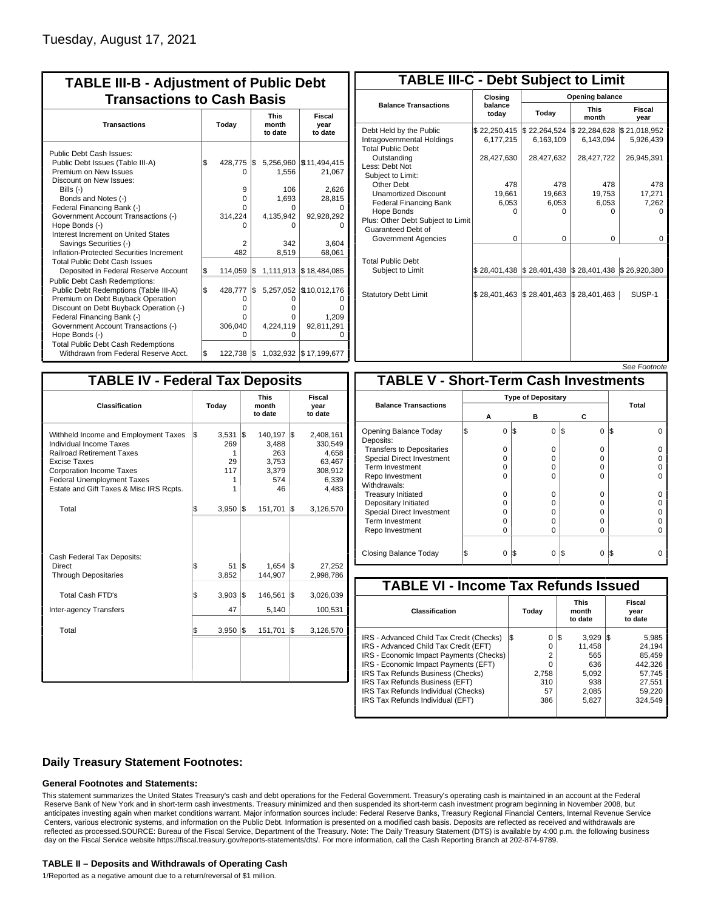Tuesday, August 17, 2021

## TABLE III-B - Adjustment of Public Debt Transactions to Cash Basis

| Transactions | Today | This month to date | Fiscal year to date |
|---|---|---|---|
| Public Debt Cash Issues: | | | |
| Public Debt Issues (Table III-A) | $ 428,775 | $ 5,256,960 | $ 11,494,415 |
| Premium on New Issues | 0 | 1,556 | 21,067 |
| Discount on New Issues: | | | |
| Bills (-) | 9 | 106 | 2,626 |
| Bonds and Notes (-) | 0 | 1,693 | 28,815 |
| Federal Financing Bank (-) | 0 | 0 | 0 |
| Government Account Transactions (-) | 314,224 | 4,135,942 | 92,928,292 |
| Hope Bonds (-) | 0 | 0 | 0 |
| Interest Increment on United States Savings Securities (-) | 2 | 342 | 3,604 |
| Inflation-Protected Securities Increment | 482 | 8,519 | 68,061 |
| Total Public Debt Cash Issues Deposited in Federal Reserve Account | $ 114,059 | $ 1,111,913 | $ 18,484,085 |
| Public Debt Cash Redemptions: | | | |
| Public Debt Redemptions (Table III-A) | $ 428,777 | $ 5,257,052 | $ 110,012,176 |
| Premium on Debt Buyback Operation | 0 | 0 | 0 |
| Discount on Debt Buyback Operation (-) | 0 | 0 | 0 |
| Federal Financing Bank (-) | 0 | 0 | 1,209 |
| Government Account Transactions (-) | 306,040 | 4,224,119 | 92,811,291 |
| Hope Bonds (-) | 0 | 0 | 0 |
| Total Public Debt Cash Redemptions Withdrawn from Federal Reserve Acct. | $ 122,738 | $ 1,032,932 | $ 17,199,677 |

## TABLE III-C - Debt Subject to Limit

| Balance Transactions | Closing balance today | Opening balance Today | Opening balance This month | Opening balance Fiscal year |
|---|---|---|---|---|
| Debt Held by the Public | $ 22,250,415 | $ 22,264,524 | $ 22,284,628 | $ 21,018,952 |
| Intragovernmental Holdings | 6,177,215 | 6,163,109 | 6,143,094 | 5,926,439 |
| Total Public Debt Outstanding | 28,427,630 | 28,427,632 | 28,427,722 | 26,945,391 |
| Less: Debt Not Subject to Limit: | | | | |
| Other Debt | 478 | 478 | 478 | 478 |
| Unamortized Discount | 19,661 | 19,663 | 19,753 | 17,271 |
| Federal Financing Bank | 6,053 | 6,053 | 6,053 | 7,262 |
| Hope Bonds | 0 | 0 | 0 | 0 |
| Plus: Other Debt Subject to Limit | | | | |
| Guaranteed Debt of Government Agencies | 0 | 0 | 0 | 0 |
| Total Public Debt Subject to Limit | $ 28,401,438 | $ 28,401,438 | $ 28,401,438 | $ 26,920,380 |
| Statutory Debt Limit | $ 28,401,463 | $ 28,401,463 | $ 28,401,463 | SUSP-1 |

*See Footnote*

## TABLE IV - Federal Tax Deposits

| Classification | Today | This month to date | Fiscal year to date |
|---|---|---|---|
| Withheld Income and Employment Taxes | $ 3,531 | $ 140,197 | $ 2,408,161 |
| Individual Income Taxes | 269 | 3,488 | 330,549 |
| Railroad Retirement Taxes | 1 | 263 | 4,658 |
| Excise Taxes | 29 | 3,753 | 63,467 |
| Corporation Income Taxes | 117 | 3,379 | 308,912 |
| Federal Unemployment Taxes | 1 | 574 | 6,339 |
| Estate and Gift Taxes & Misc IRS Rcpts. | 1 | 46 | 4,483 |
| Total | $ 3,950 | $ 151,701 | $ 3,126,570 |
| Cash Federal Tax Deposits: | | | |
| Direct | $ 51 | $ 1,654 | $ 27,252 |
| Through Depositaries | 3,852 | 144,907 | 2,998,786 |
| Total Cash FTD's | $ 3,903 | $ 146,561 | $ 3,026,039 |
| Inter-agency Transfers | 47 | 5,140 | 100,531 |
| Total | $ 3,950 | $ 151,701 | $ 3,126,570 |

## TABLE V - Short-Term Cash Investments

| Balance Transactions | Type of Depositary A | Type of Depositary B | Type of Depositary C | Total |
|---|---|---|---|---|
| Opening Balance Today | $ 0 | $ 0 | $ 0 | $ 0 |
| Deposits: | | | | |
| Transfers to Depositaries | 0 | 0 | 0 | 0 |
| Special Direct Investment | 0 | 0 | 0 | 0 |
| Term Investment | 0 | 0 | 0 | 0 |
| Repo Investment | 0 | 0 | 0 | 0 |
| Withdrawals: | | | | |
| Treasury Initiated | 0 | 0 | 0 | 0 |
| Depositary Initiated | 0 | 0 | 0 | 0 |
| Special Direct Investment | 0 | 0 | 0 | 0 |
| Term Investment | 0 | 0 | 0 | 0 |
| Repo Investment | 0 | 0 | 0 | 0 |
| Closing Balance Today | $ 0 | $ 0 | $ 0 | $ 0 |

## TABLE VI - Income Tax Refunds Issued

| Classification | Today | This month to date | Fiscal year to date |
|---|---|---|---|
| IRS - Advanced Child Tax Credit (Checks) | $ 0 | $ 3,929 | $ 5,985 |
| IRS - Advanced Child Tax Credit (EFT) | 0 | 11,458 | 24,194 |
| IRS - Economic Impact Payments (Checks) | 2 | 565 | 85,459 |
| IRS - Economic Impact Payments (EFT) | 0 | 636 | 442,326 |
| IRS Tax Refunds Business (Checks) | 2,758 | 5,092 | 57,745 |
| IRS Tax Refunds Business (EFT) | 310 | 938 | 27,551 |
| IRS Tax Refunds Individual (Checks) | 57 | 2,085 | 59,220 |
| IRS Tax Refunds Individual (EFT) | 386 | 5,827 | 324,549 |

### Daily Treasury Statement Footnotes:

#### General Footnotes and Statements:

This statement summarizes the United States Treasury's cash and debt operations for the Federal Government. Treasury's operating cash is maintained in an account at the Federal Reserve Bank of New York and in short-term cash investments. Treasury minimized and then suspended its short-term cash investment program beginning in November 2008, but anticipates investing again when market conditions warrant. Major information sources include: Federal Reserve Banks, Treasury Regional Financial Centers, Internal Revenue Service Centers, various electronic systems, and information on the Public Debt. Information is presented on a modified cash basis. Deposits are reflected as received and withdrawals are reflected as processed.SOURCE: Bureau of the Fiscal Service, Department of the Treasury. Note: The Daily Treasury Statement (DTS) is available by 4:00 p.m. the following business day on the Fiscal Service website https://fiscal.treasury.gov/reports-statements/dts/. For more information, call the Cash Reporting Branch at 202-874-9789.

#### TABLE II – Deposits and Withdrawals of Operating Cash

1/Reported as a negative amount due to a return/reversal of $1 million.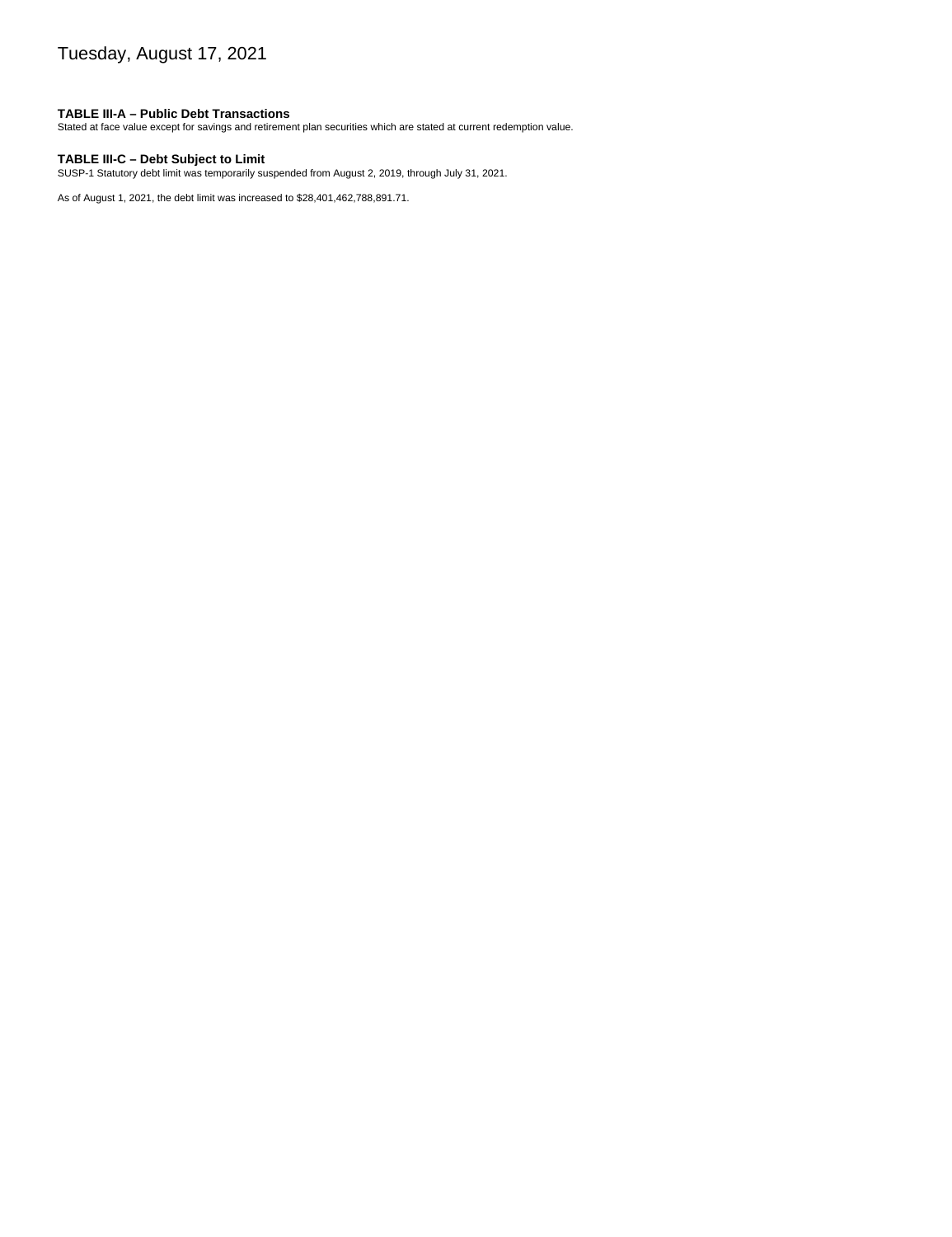Tuesday, August 17, 2021

**TABLE III-A – Public Debt Transactions**
Stated at face value except for savings and retirement plan securities which are stated at current redemption value.

**TABLE III-C – Debt Subject to Limit**
SUSP-1 Statutory debt limit was temporarily suspended from August 2, 2019, through July 31, 2021.

As of August 1, 2021, the debt limit was increased to $28,401,462,788,891.71.